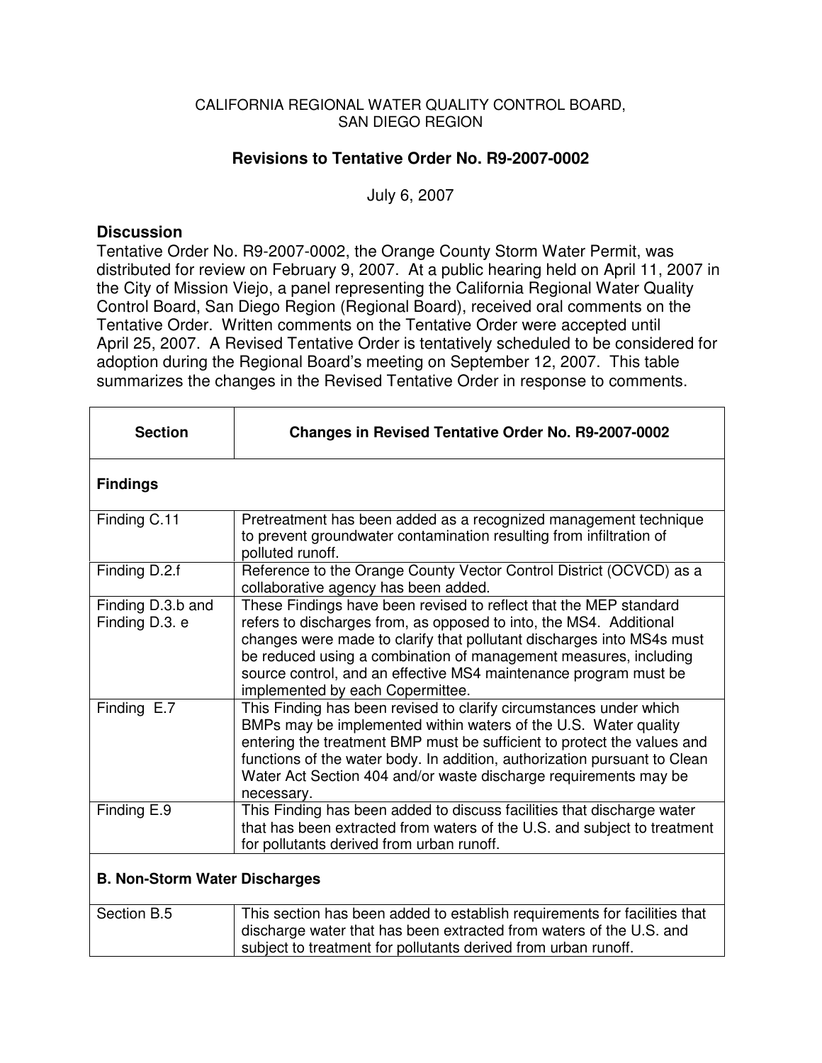CALIFORNIA REGIONAL WATER QUALITY CONTROL BOARD,
SAN DIEGO REGION

# Revisions to Tentative Order No. R9-2007-0002

July 6, 2007

## Discussion

Tentative Order No. R9-2007-0002, the Orange County Storm Water Permit, was distributed for review on February 9, 2007. At a public hearing held on April 11, 2007 in the City of Mission Viejo, a panel representing the California Regional Water Quality Control Board, San Diego Region (Regional Board), received oral comments on the Tentative Order. Written comments on the Tentative Order were accepted until April 25, 2007. A Revised Tentative Order is tentatively scheduled to be considered for adoption during the Regional Board's meeting on September 12, 2007. This table summarizes the changes in the Revised Tentative Order in response to comments.

| Section | Changes in Revised Tentative Order No. R9-2007-0002 |
|---|---|
| **Findings** | |
| Finding C.11 | Pretreatment has been added as a recognized management technique to prevent groundwater contamination resulting from infiltration of polluted runoff. |
| Finding D.2.f | Reference to the Orange County Vector Control District (OCVCD) as a collaborative agency has been added. |
| Finding D.3.b and Finding D.3. e | These Findings have been revised to reflect that the MEP standard refers to discharges from, as opposed to into, the MS4. Additional changes were made to clarify that pollutant discharges into MS4s must be reduced using a combination of management measures, including source control, and an effective MS4 maintenance program must be implemented by each Copermittee. |
| Finding E.7 | This Finding has been revised to clarify circumstances under which BMPs may be implemented within waters of the U.S. Water quality entering the treatment BMP must be sufficient to protect the values and functions of the water body. In addition, authorization pursuant to Clean Water Act Section 404 and/or waste discharge requirements may be necessary. |
| Finding E.9 | This Finding has been added to discuss facilities that discharge water that has been extracted from waters of the U.S. and subject to treatment for pollutants derived from urban runoff. |
| **B. Non-Storm Water Discharges** | |
| Section B.5 | This section has been added to establish requirements for facilities that discharge water that has been extracted from waters of the U.S. and subject to treatment for pollutants derived from urban runoff. |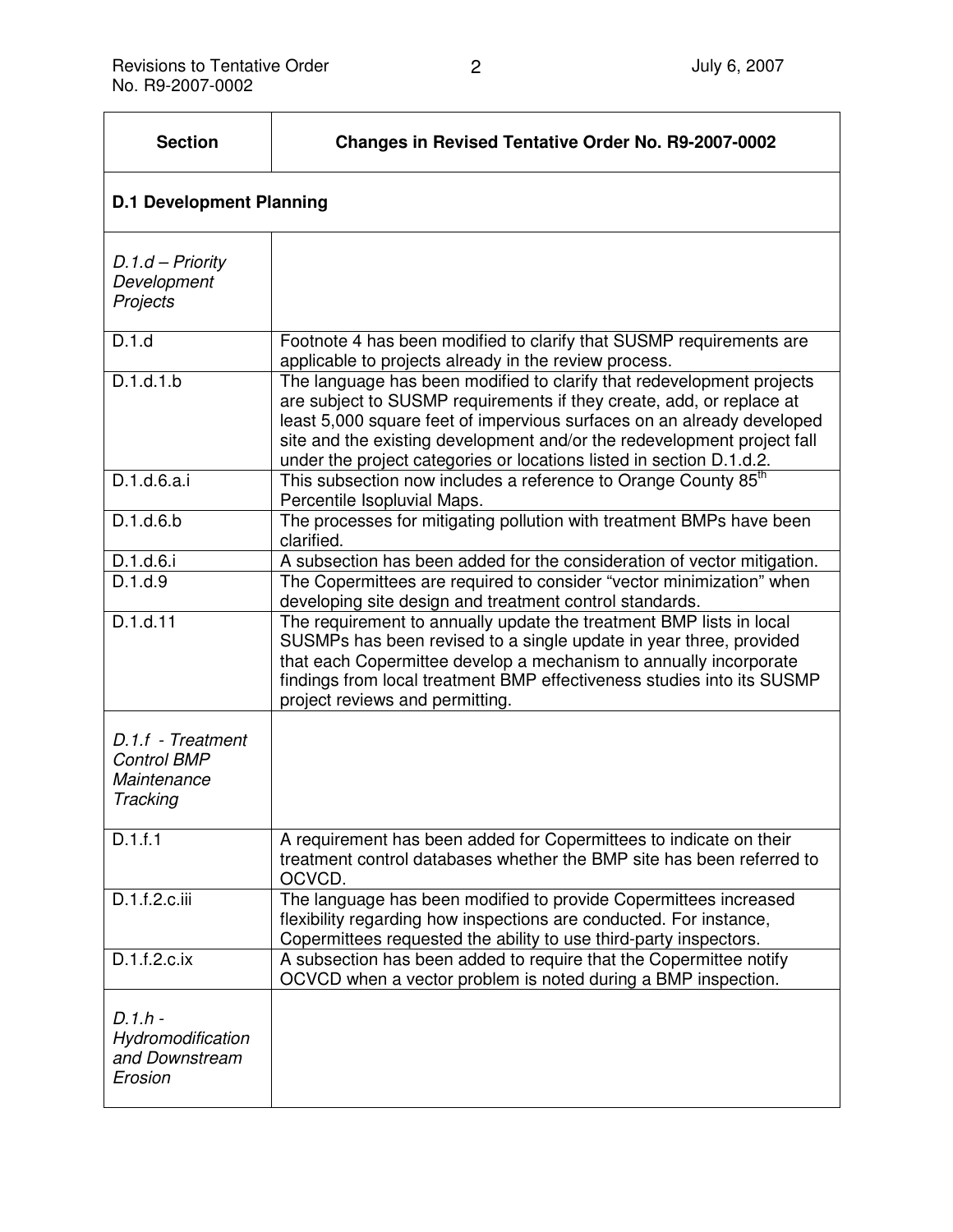| Section | Changes in Revised Tentative Order No. R9-2007-0002 |
|---|---|
| **D.1 Development Planning** | |
| *D.1.d – Priority Development Projects* | |
| D.1.d | Footnote 4 has been modified to clarify that SUSMP requirements are applicable to projects already in the review process. |
| D.1.d.1.b | The language has been modified to clarify that redevelopment projects are subject to SUSMP requirements if they create, add, or replace at least 5,000 square feet of impervious surfaces on an already developed site and the existing development and/or the redevelopment project fall under the project categories or locations listed in section D.1.d.2. |
| D.1.d.6.a.i | This subsection now includes a reference to Orange County 85th Percentile Isopluvial Maps. |
| D.1.d.6.b | The processes for mitigating pollution with treatment BMPs have been clarified. |
| D.1.d.6.i | A subsection has been added for the consideration of vector mitigation. |
| D.1.d.9 | The Copermittees are required to consider "vector minimization" when developing site design and treatment control standards. |
| D.1.d.11 | The requirement to annually update the treatment BMP lists in local SUSMPs has been revised to a single update in year three, provided that each Copermittee develop a mechanism to annually incorporate findings from local treatment BMP effectiveness studies into its SUSMP project reviews and permitting. |
| *D.1.f - Treatment Control BMP Maintenance Tracking* | |
| D.1.f.1 | A requirement has been added for Copermittees to indicate on their treatment control databases whether the BMP site has been referred to OCVCD. |
| D.1.f.2.c.iii | The language has been modified to provide Copermittees increased flexibility regarding how inspections are conducted. For instance, Copermittees requested the ability to use third-party inspectors. |
| D.1.f.2.c.ix | A subsection has been added to require that the Copermittee notify OCVCD when a vector problem is noted during a BMP inspection. |
| *D.1.h - Hydromodification and Downstream Erosion* | |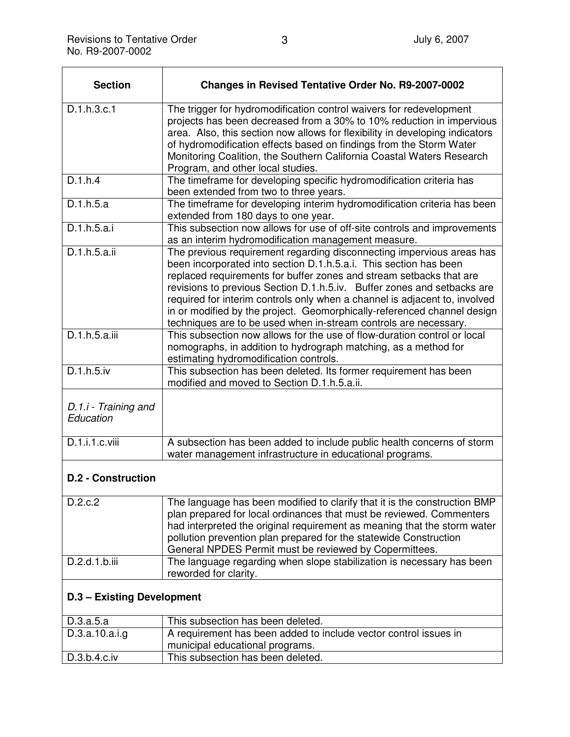| Section | Changes in Revised Tentative Order No. R9-2007-0002 |
|---|---|
| D.1.h.3.c.1 | The trigger for hydromodification control waivers for redevelopment projects has been decreased from a 30% to 10% reduction in impervious area. Also, this section now allows for flexibility in developing indicators of hydromodification effects based on findings from the Storm Water Monitoring Coalition, the Southern California Coastal Waters Research Program, and other local studies. |
| D.1.h.4 | The timeframe for developing specific hydromodification criteria has been extended from two to three years. |
| D.1.h.5.a | The timeframe for developing interim hydromodification criteria has been extended from 180 days to one year. |
| D.1.h.5.a.i | This subsection now allows for use of off-site controls and improvements as an interim hydromodification management measure. |
| D.1.h.5.a.ii | The previous requirement regarding disconnecting impervious areas has been incorporated into section D.1.h.5.a.i. This section has been replaced requirements for buffer zones and stream setbacks that are revisions to previous Section D.1.h.5.iv. Buffer zones and setbacks are required for interim controls only when a channel is adjacent to, involved in or modified by the project. Geomorphically-referenced channel design techniques are to be used when in-stream controls are necessary. |
| D.1.h.5.a.iii | This subsection now allows for the use of flow-duration control or local nomographs, in addition to hydrograph matching, as a method for estimating hydromodification controls. |
| D.1.h.5.iv | This subsection has been deleted. Its former requirement has been modified and moved to Section D.1.h.5.a.ii. |
| *D.1.i - Training and Education* | |
| D.1.i.1.c.viii | A subsection has been added to include public health concerns of storm water management infrastructure in educational programs. |
| **D.2 - Construction** | |
| D.2.c.2 | The language has been modified to clarify that it is the construction BMP plan prepared for local ordinances that must be reviewed. Commenters had interpreted the original requirement as meaning that the storm water pollution prevention plan prepared for the statewide Construction General NPDES Permit must be reviewed by Copermittees. |
| D.2.d.1.b.iii | The language regarding when slope stabilization is necessary has been reworded for clarity. |
| **D.3 – Existing Development** | |
| D.3.a.5.a | This subsection has been deleted. |
| D.3.a.10.a.i.g | A requirement has been added to include vector control issues in municipal educational programs. |
| D.3.b.4.c.iv | This subsection has been deleted. |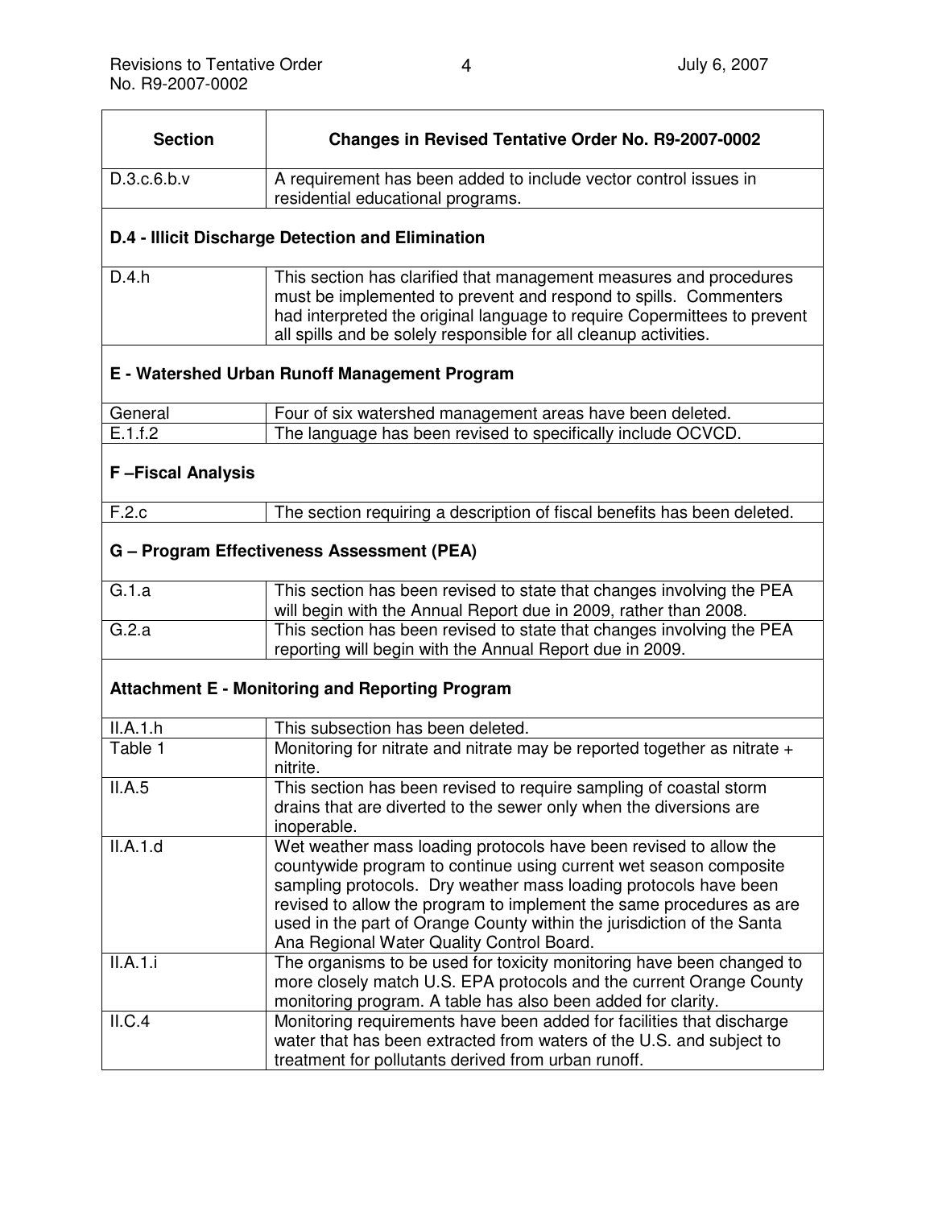| Section | Changes in Revised Tentative Order No. R9-2007-0002 |
|---|---|
| D.3.c.6.b.v | A requirement has been added to include vector control issues in residential educational programs. |
| **D.4 - Illicit Discharge Detection and Elimination** | |
| D.4.h | This section has clarified that management measures and procedures must be implemented to prevent and respond to spills. Commenters had interpreted the original language to require Copermittees to prevent all spills and be solely responsible for all cleanup activities. |
| **E - Watershed Urban Runoff Management Program** | |
| General | Four of six watershed management areas have been deleted. |
| E.1.f.2 | The language has been revised to specifically include OCVCD. |
| **F –Fiscal Analysis** | |
| F.2.c | The section requiring a description of fiscal benefits has been deleted. |
| **G – Program Effectiveness Assessment (PEA)** | |
| G.1.a | This section has been revised to state that changes involving the PEA will begin with the Annual Report due in 2009, rather than 2008. |
| G.2.a | This section has been revised to state that changes involving the PEA reporting will begin with the Annual Report due in 2009. |
| **Attachment E - Monitoring and Reporting Program** | |
| II.A.1.h | This subsection has been deleted. |
| Table 1 | Monitoring for nitrate and nitrate may be reported together as nitrate + nitrite. |
| II.A.5 | This section has been revised to require sampling of coastal storm drains that are diverted to the sewer only when the diversions are inoperable. |
| II.A.1.d | Wet weather mass loading protocols have been revised to allow the countywide program to continue using current wet season composite sampling protocols. Dry weather mass loading protocols have been revised to allow the program to implement the same procedures as are used in the part of Orange County within the jurisdiction of the Santa Ana Regional Water Quality Control Board. |
| II.A.1.i | The organisms to be used for toxicity monitoring have been changed to more closely match U.S. EPA protocols and the current Orange County monitoring program. A table has also been added for clarity. |
| II.C.4 | Monitoring requirements have been added for facilities that discharge water that has been extracted from waters of the U.S. and subject to treatment for pollutants derived from urban runoff. |